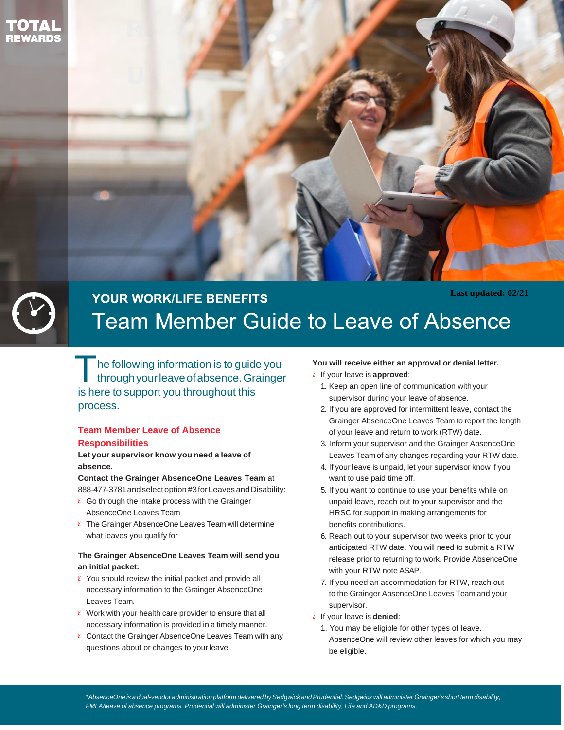TOTAL REWARDS

Last updated: 02/21

## YOUR WORK/LIFE BENEFITS

# Team Member Guide to Leave of Absence

The following information is to guide you through your leave of absence. Grainger is here to support you throughout this process.

### Team Member Leave of Absence Responsibilities

**Let your supervisor know you need a leave of absence.**

**Contact the Grainger AbsenceOne Leaves Team** at 888-477-3781 and select option #3 for Leaves and Disability:

- Go through the intake process with the Grainger AbsenceOne Leaves Team
- The Grainger AbsenceOne Leaves Team will determine what leaves you qualify for

**The Grainger AbsenceOne Leaves Team will send you an initial packet:**

- You should review the initial packet and provide all necessary information to the Grainger AbsenceOne Leaves Team.
- Work with your health care provider to ensure that all necessary information is provided in a timely manner.
- Contact the Grainger AbsenceOne Leaves Team with any questions about or changes to your leave.

**You will receive either an approval or denial letter.**

- If your leave is **approved**:
  1. Keep an open line of communication with your supervisor during your leave of absence.
  2. If you are approved for intermittent leave, contact the Grainger AbsenceOne Leaves Team to report the length of your leave and return to work (RTW) date.
  3. Inform your supervisor and the Grainger AbsenceOne Leaves Team of any changes regarding your RTW date.
  4. If your leave is unpaid, let your supervisor know if you want to use paid time off.
  5. If you want to continue to use your benefits while on unpaid leave, reach out to your supervisor and the HRSC for support in making arrangements for benefits contributions.
  6. Reach out to your supervisor two weeks prior to your anticipated RTW date. You will need to submit a RTW release prior to returning to work. Provide AbsenceOne with your RTW note ASAP.
  7. If you need an accommodation for RTW, reach out to the Grainger AbsenceOne Leaves Team and your supervisor.
- If your leave is **denied**:
  1. You may be eligible for other types of leave. AbsenceOne will review other leaves for which you may be eligible.

*\*AbsenceOne is a dual-vendor administration platform delivered by Sedgwick and Prudential. Sedgwick will administer Grainger's short term disability, FMLA/leave of absence programs. Prudential will administer Grainger's long term disability, Life and AD&D programs.*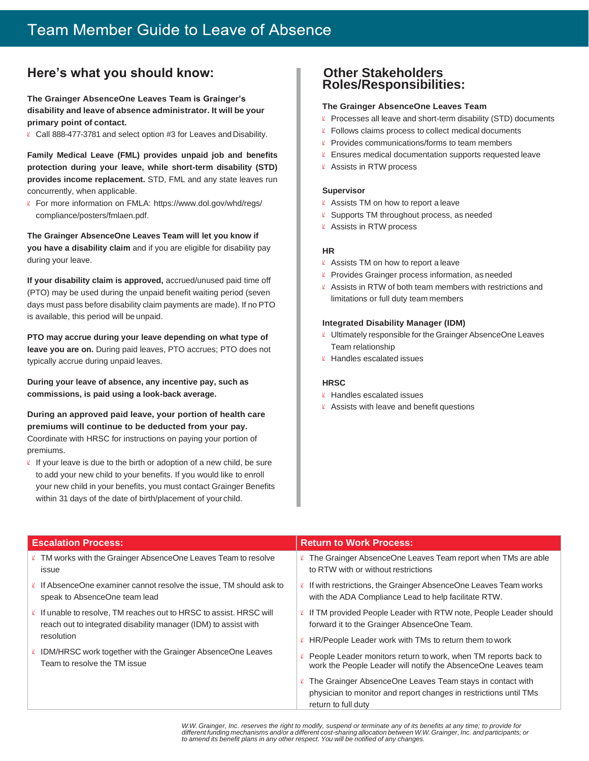# Team Member Guide to Leave of Absence

## Here's what you should know:

**The Grainger AbsenceOne Leaves Team is Grainger's disability and leave of absence administrator. It will be your primary point of contact.**

- Call 888-477-3781 and select option #3 for Leaves and Disability.

**Family Medical Leave (FML) provides unpaid job and benefits protection during your leave, while short-term disability (STD) provides income replacement.** STD, FML and any state leaves run concurrently, when applicable.

- For more information on FMLA: https://www.dol.gov/whd/regs/compliance/posters/fmlaen.pdf.

**The Grainger AbsenceOne Leaves Team will let you know if you have a disability claim** and if you are eligible for disability pay during your leave.

**If your disability claim is approved,** accrued/unused paid time off (PTO) may be used during the unpaid benefit waiting period (seven days must pass before disability claim payments are made). If no PTO is available, this period will be unpaid.

**PTO may accrue during your leave depending on what type of leave you are on.** During paid leaves, PTO accrues; PTO does not typically accrue during unpaid leaves.

**During your leave of absence, any incentive pay, such as commissions, is paid using a look-back average.**

**During an approved paid leave, your portion of health care premiums will continue to be deducted from your pay.** Coordinate with HRSC for instructions on paying your portion of premiums.

- If your leave is due to the birth or adoption of a new child, be sure to add your new child to your benefits. If you would like to enroll your new child in your benefits, you must contact Grainger Benefits within 31 days of the date of birth/placement of your child.

## Other Stakeholders Roles/Responsibilities:

**The Grainger AbsenceOne Leaves Team**

- Processes all leave and short-term disability (STD) documents
- Follows claims process to collect medical documents
- Provides communications/forms to team members
- Ensures medical documentation supports requested leave
- Assists in RTW process

**Supervisor**

- Assists TM on how to report a leave
- Supports TM throughout process, as needed
- Assists in RTW process

**HR**

- Assists TM on how to report a leave
- Provides Grainger process information, as needed
- Assists in RTW of both team members with restrictions and limitations or full duty team members

**Integrated Disability Manager (IDM)**

- Ultimately responsible for the Grainger AbsenceOne Leaves Team relationship
- Handles escalated issues

**HRSC**

- Handles escalated issues
- Assists with leave and benefit questions

## Escalation Process:

- TM works with the Grainger AbsenceOne Leaves Team to resolve issue
- If AbsenceOne examiner cannot resolve the issue, TM should ask to speak to AbsenceOne team lead
- If unable to resolve, TM reaches out to HRSC to assist. HRSC will reach out to integrated disability manager (IDM) to assist with resolution
- IDM/HRSC work together with the Grainger AbsenceOne Leaves Team to resolve the TM issue

## Return to Work Process:

- The Grainger AbsenceOne Leaves Team report when TMs are able to RTW with or without restrictions
- If with restrictions, the Grainger AbsenceOne Leaves Team works with the ADA Compliance Lead to help facilitate RTW.
- If TM provided People Leader with RTW note, People Leader should forward it to the Grainger AbsenceOne Team.
- HR/People Leader work with TMs to return them to work
- People Leader monitors return to work, when TM reports back to work the People Leader will notify the AbsenceOne Leaves team
- The Grainger AbsenceOne Leaves Team stays in contact with physician to monitor and report changes in restrictions until TMs return to full duty

*W.W. Grainger, Inc. reserves the right to modify, suspend or terminate any of its benefits at any time; to provide for different funding mechanisms and/or a different cost-sharing allocation between W.W. Grainger, Inc. and participants; or to amend its benefit plans in any other respect. You will be notified of any changes.*